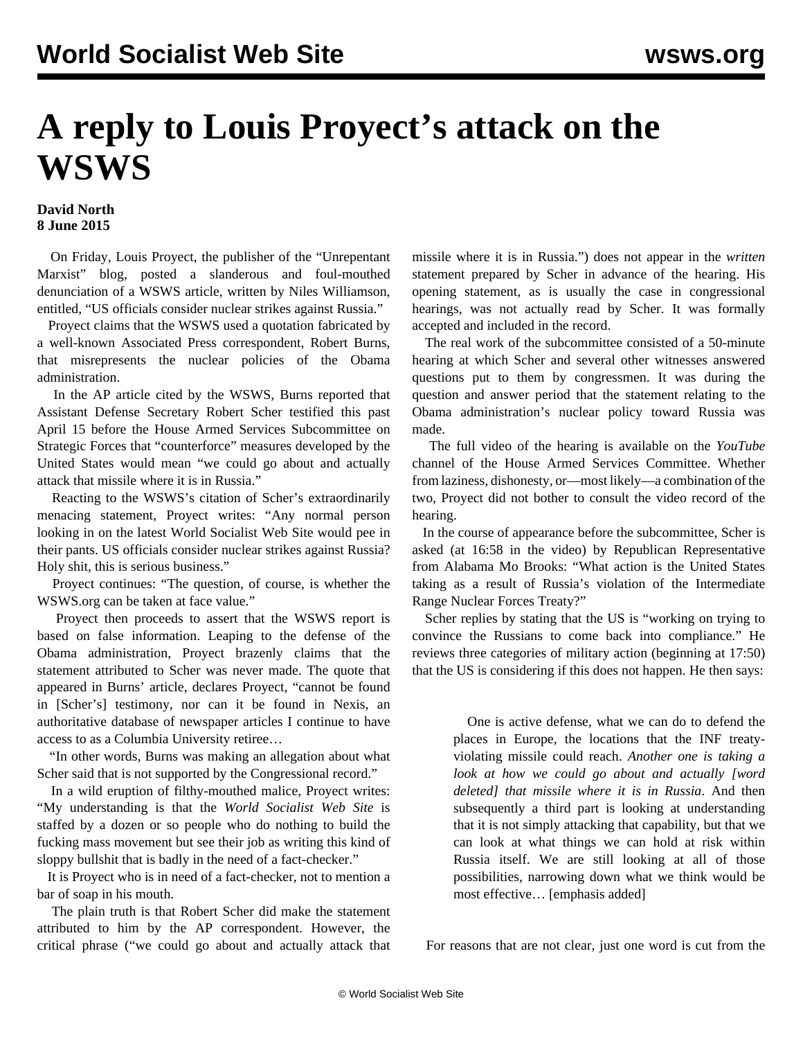# A reply to Louis Proyect's attack on the WSWS

**David North**
**8 June 2015**

On Friday, Louis Proyect, the publisher of the "Unrepentant Marxist" blog, posted a slanderous and foul-mouthed denunciation of a WSWS article, written by Niles Williamson, entitled, "US officials consider nuclear strikes against Russia."

Proyect claims that the WSWS used a quotation fabricated by a well-known Associated Press correspondent, Robert Burns, that misrepresents the nuclear policies of the Obama administration.

In the AP article cited by the WSWS, Burns reported that Assistant Defense Secretary Robert Scher testified this past April 15 before the House Armed Services Subcommittee on Strategic Forces that "counterforce" measures developed by the United States would mean "we could go about and actually attack that missile where it is in Russia."

Reacting to the WSWS's citation of Scher's extraordinarily menacing statement, Proyect writes: "Any normal person looking in on the latest World Socialist Web Site would pee in their pants. US officials consider nuclear strikes against Russia? Holy shit, this is serious business."

Proyect continues: "The question, of course, is whether the WSWS.org can be taken at face value."

Proyect then proceeds to assert that the WSWS report is based on false information. Leaping to the defense of the Obama administration, Proyect brazenly claims that the statement attributed to Scher was never made. The quote that appeared in Burns' article, declares Proyect, "cannot be found in [Scher's] testimony, nor can it be found in Nexis, an authoritative database of newspaper articles I continue to have access to as a Columbia University retiree…

"In other words, Burns was making an allegation about what Scher said that is not supported by the Congressional record."

In a wild eruption of filthy-mouthed malice, Proyect writes: "My understanding is that the *World Socialist Web Site* is staffed by a dozen or so people who do nothing to build the fucking mass movement but see their job as writing this kind of sloppy bullshit that is badly in the need of a fact-checker."

It is Proyect who is in need of a fact-checker, not to mention a bar of soap in his mouth.

The plain truth is that Robert Scher did make the statement attributed to him by the AP correspondent. However, the critical phrase ("we could go about and actually attack that missile where it is in Russia.") does not appear in the *written* statement prepared by Scher in advance of the hearing. His opening statement, as is usually the case in congressional hearings, was not actually read by Scher. It was formally accepted and included in the record.

The real work of the subcommittee consisted of a 50-minute hearing at which Scher and several other witnesses answered questions put to them by congressmen. It was during the question and answer period that the statement relating to the Obama administration's nuclear policy toward Russia was made.

The full video of the hearing is available on the *YouTube* channel of the House Armed Services Committee. Whether from laziness, dishonesty, or—most likely—a combination of the two, Proyect did not bother to consult the video record of the hearing.

In the course of appearance before the subcommittee, Scher is asked (at 16:58 in the video) by Republican Representative from Alabama Mo Brooks: "What action is the United States taking as a result of Russia's violation of the Intermediate Range Nuclear Forces Treaty?"

Scher replies by stating that the US is "working on trying to convince the Russians to come back into compliance." He reviews three categories of military action (beginning at 17:50) that the US is considering if this does not happen. He then says:

> One is active defense, what we can do to defend the places in Europe, the locations that the INF treaty-violating missile could reach. *Another one is taking a look at how we could go about and actually [word deleted] that missile where it is in Russia*. And then subsequently a third part is looking at understanding that it is not simply attacking that capability, but that we can look at what things we can hold at risk within Russia itself. We are still looking at all of those possibilities, narrowing down what we think would be most effective… [emphasis added]

For reasons that are not clear, just one word is cut from the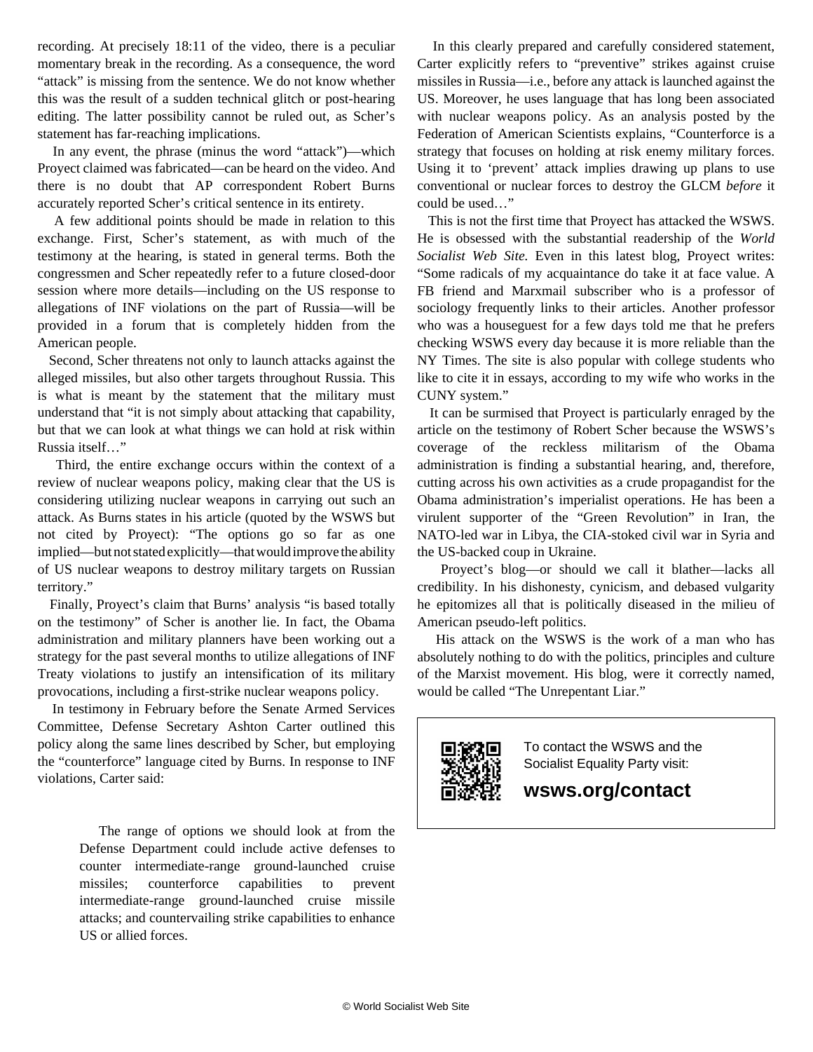recording. At precisely 18:11 of the video, there is a peculiar momentary break in the recording. As a consequence, the word "attack" is missing from the sentence. We do not know whether this was the result of a sudden technical glitch or post-hearing editing. The latter possibility cannot be ruled out, as Scher's statement has far-reaching implications.

In any event, the phrase (minus the word "attack")—which Proyect claimed was fabricated—can be heard on the video. And there is no doubt that AP correspondent Robert Burns accurately reported Scher's critical sentence in its entirety.

A few additional points should be made in relation to this exchange. First, Scher's statement, as with much of the testimony at the hearing, is stated in general terms. Both the congressmen and Scher repeatedly refer to a future closed-door session where more details—including on the US response to allegations of INF violations on the part of Russia—will be provided in a forum that is completely hidden from the American people.

Second, Scher threatens not only to launch attacks against the alleged missiles, but also other targets throughout Russia. This is what is meant by the statement that the military must understand that "it is not simply about attacking that capability, but that we can look at what things we can hold at risk within Russia itself…"

Third, the entire exchange occurs within the context of a review of nuclear weapons policy, making clear that the US is considering utilizing nuclear weapons in carrying out such an attack. As Burns states in his article (quoted by the WSWS but not cited by Proyect): "The options go so far as one implied—but not stated explicitly—that would improve the ability of US nuclear weapons to destroy military targets on Russian territory."

Finally, Proyect's claim that Burns' analysis "is based totally on the testimony" of Scher is another lie. In fact, the Obama administration and military planners have been working out a strategy for the past several months to utilize allegations of INF Treaty violations to justify an intensification of its military provocations, including a first-strike nuclear weapons policy.

In testimony in February before the Senate Armed Services Committee, Defense Secretary Ashton Carter outlined this policy along the same lines described by Scher, but employing the "counterforce" language cited by Burns. In response to INF violations, Carter said:

> The range of options we should look at from the Defense Department could include active defenses to counter intermediate-range ground-launched cruise missiles; counterforce capabilities to prevent intermediate-range ground-launched cruise missile attacks; and countervailing strike capabilities to enhance US or allied forces.

In this clearly prepared and carefully considered statement, Carter explicitly refers to "preventive" strikes against cruise missiles in Russia—i.e., before any attack is launched against the US. Moreover, he uses language that has long been associated with nuclear weapons policy. As an analysis posted by the Federation of American Scientists explains, "Counterforce is a strategy that focuses on holding at risk enemy military forces. Using it to 'prevent' attack implies drawing up plans to use conventional or nuclear forces to destroy the GLCM *before* it could be used…"

This is not the first time that Proyect has attacked the WSWS. He is obsessed with the substantial readership of the *World Socialist Web Site.* Even in this latest blog, Proyect writes: "Some radicals of my acquaintance do take it at face value. A FB friend and Marxmail subscriber who is a professor of sociology frequently links to their articles. Another professor who was a houseguest for a few days told me that he prefers checking WSWS every day because it is more reliable than the NY Times. The site is also popular with college students who like to cite it in essays, according to my wife who works in the CUNY system."

It can be surmised that Proyect is particularly enraged by the article on the testimony of Robert Scher because the WSWS's coverage of the reckless militarism of the Obama administration is finding a substantial hearing, and, therefore, cutting across his own activities as a crude propagandist for the Obama administration's imperialist operations. He has been a virulent supporter of the "Green Revolution" in Iran, the NATO-led war in Libya, the CIA-stoked civil war in Syria and the US-backed coup in Ukraine.

Proyect's blog—or should we call it blather—lacks all credibility. In his dishonesty, cynicism, and debased vulgarity he epitomizes all that is politically diseased in the milieu of American pseudo-left politics.

His attack on the WSWS is the work of a man who has absolutely nothing to do with the politics, principles and culture of the Marxist movement. His blog, were it correctly named, would be called "The Unrepentant Liar."

To contact the WSWS and the Socialist Equality Party visit:

**wsws.org/contact**